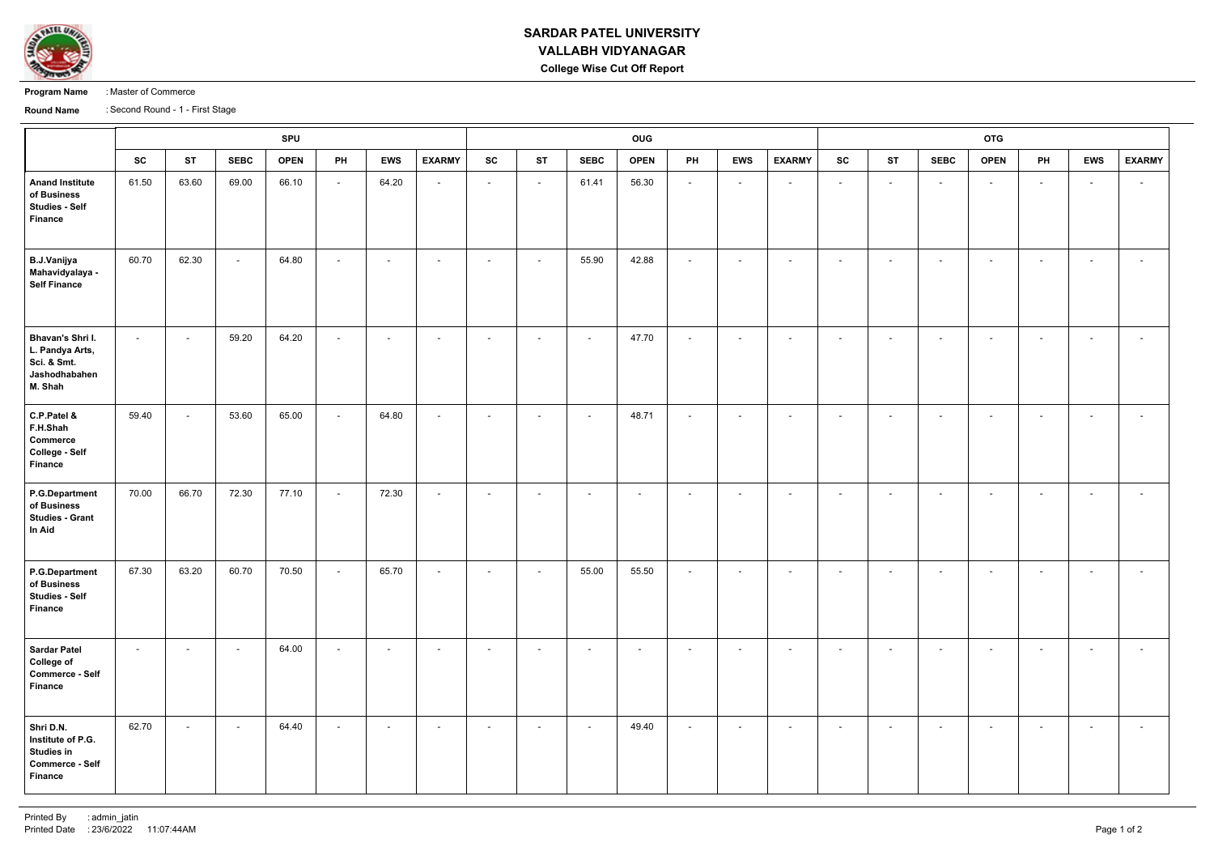# SARDAR PATEL UNIVERSITY

## VALLABH VIDYANAGAR

### College Wise Cut Off Report

**Program Name** : Master of Commerce

**Round Name** : Second Round - 1 - First Stage

| | SPU | | | | | | | OUG | | | | | | | OTG | | | | | | |
|---|---|---|---|---|---|---|---|---|---|---|---|---|---|---|---|---|---|---|---|---|---|
| | SC | ST | SEBC | OPEN | PH | EWS | EXARMY | SC | ST | SEBC | OPEN | PH | EWS | EXARMY | SC | ST | SEBC | OPEN | PH | EWS | EXARMY |
| **Anand Institute of Business Studies - Self Finance** | 61.50 | 63.60 | 69.00 | 66.10 | - | 64.20 | - | - | - | 61.41 | 56.30 | - | - | - | - | - | - | - | - | - | - |
| **B.J.Vanijya Mahavidyalaya - Self Finance** | 60.70 | 62.30 | - | 64.80 | - | - | - | - | - | 55.90 | 42.88 | - | - | - | - | - | - | - | - | - | - |
| **Bhavan's Shri I. L. Pandya Arts, Sci. & Smt. Jashodhabahen M. Shah** | - | - | 59.20 | 64.20 | - | - | - | - | - | - | 47.70 | - | - | - | - | - | - | - | - | - | - |
| **C.P.Patel & F.H.Shah Commerce College - Self Finance** | 59.40 | - | 53.60 | 65.00 | - | 64.80 | - | - | - | - | 48.71 | - | - | - | - | - | - | - | - | - | - |
| **P.G.Department of Business Studies - Grant In Aid** | 70.00 | 66.70 | 72.30 | 77.10 | - | 72.30 | - | - | - | - | - | - | - | - | - | - | - | - | - | - | - |
| **P.G.Department of Business Studies - Self Finance** | 67.30 | 63.20 | 60.70 | 70.50 | - | 65.70 | - | - | - | 55.00 | 55.50 | - | - | - | - | - | - | - | - | - | - |
| **Sardar Patel College of Commerce - Self Finance** | - | - | - | 64.00 | - | - | - | - | - | - | - | - | - | - | - | - | - | - | - | - | - |
| **Shri D.N. Institute of P.G. Studies in Commerce - Self Finance** | 62.70 | - | - | 64.40 | - | - | - | - | - | - | 49.40 | - | - | - | - | - | - | - | - | - | - |

Printed By : admin_jatin
Printed Date : 23/6/2022 11:07:44AM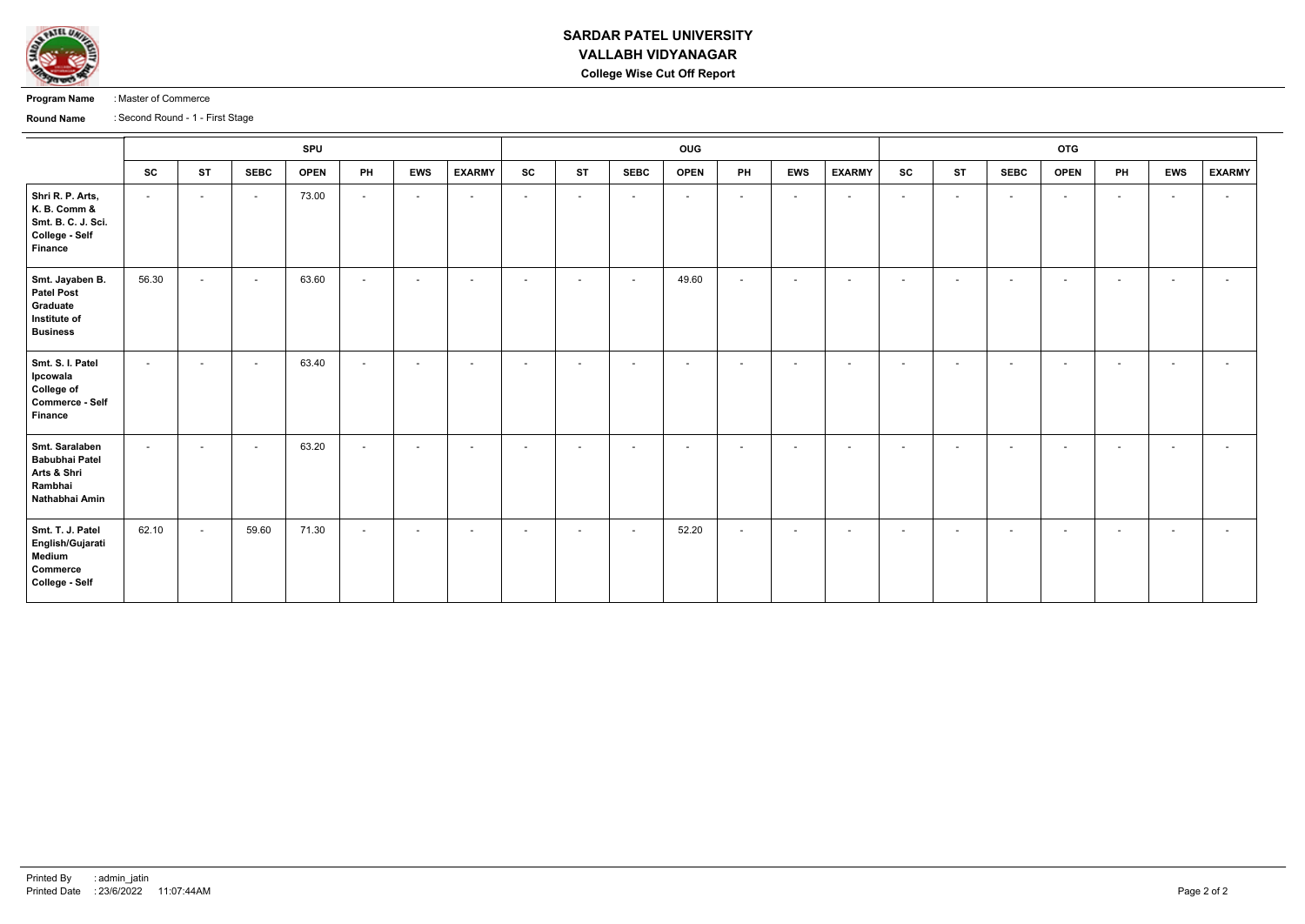# SARDAR PATEL UNIVERSITY

## VALLABH VIDYANAGAR

### College Wise Cut Off Report

**Program Name** : Master of Commerce

**Round Name** : Second Round - 1 - First Stage

| | SPU | | | | | | | OUG | | | | | | | OTG | | | | | | |
|---|---|---|---|---|---|---|---|---|---|---|---|---|---|---|---|---|---|---|---|---|---|
| | SC | ST | SEBC | OPEN | PH | EWS | EXARMY | SC | ST | SEBC | OPEN | PH | EWS | EXARMY | SC | ST | SEBC | OPEN | PH | EWS | EXARMY |
| Shri R. P. Arts, K. B. Comm & Smt. B. C. J. Sci. College - Self Finance | - | - | - | 73.00 | - | - | - | - | - | - | - | - | - | - | - | - | - | - | - | - | - |
| Smt. Jayaben B. Patel Post Graduate Institute of Business | 56.30 | - | - | 63.60 | - | - | - | - | - | - | 49.60 | - | - | - | - | - | - | - | - | - | - |
| Smt. S. I. Patel Ipcowala College of Commerce - Self Finance | - | - | - | 63.40 | - | - | - | - | - | - | - | - | - | - | - | - | - | - | - | - | - |
| Smt. Saralaben Babubhai Patel Arts & Shri Rambhai Nathabhai Amin | - | - | - | 63.20 | - | - | - | - | - | - | - | - | - | - | - | - | - | - | - | - | - |
| Smt. T. J. Patel English/Gujarati Medium Commerce College - Self | 62.10 | - | 59.60 | 71.30 | - | - | - | - | - | - | 52.20 | - | - | - | - | - | - | - | - | - | - |

Printed By : admin_jatin
Printed Date : 23/6/2022 11:07:44AM